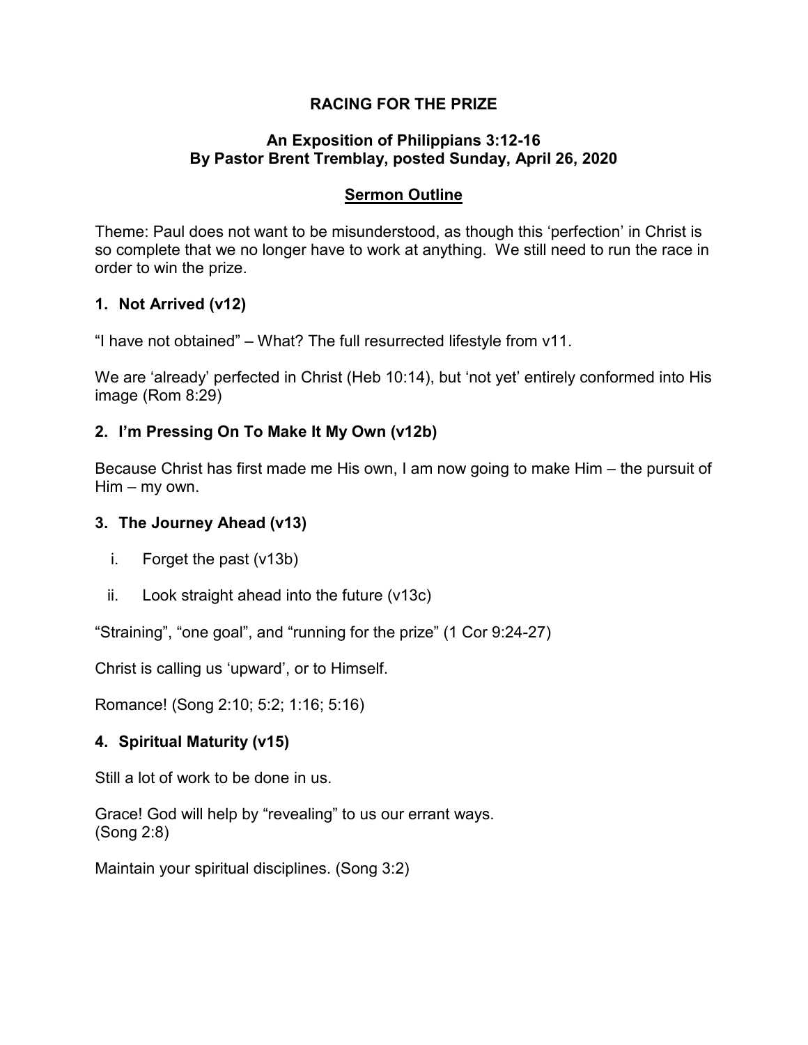# RACING FOR THE PRIZE

## An Exposition of Philippians 3:12-16
## By Pastor Brent Tremblay, posted Sunday, April 26, 2020

### Sermon Outline

Theme: Paul does not want to be misunderstood, as though this 'perfection' in Christ is so complete that we no longer have to work at anything. We still need to run the race in order to win the prize.

### 1. Not Arrived (v12)

"I have not obtained" – What? The full resurrected lifestyle from v11.

We are 'already' perfected in Christ (Heb 10:14), but 'not yet' entirely conformed into His image (Rom 8:29)

### 2. I'm Pressing On To Make It My Own (v12b)

Because Christ has first made me His own, I am now going to make Him – the pursuit of Him – my own.

### 3. The Journey Ahead (v13)

i. Forget the past (v13b)

ii. Look straight ahead into the future (v13c)

"Straining", "one goal", and "running for the prize" (1 Cor 9:24-27)

Christ is calling us 'upward', or to Himself.

Romance! (Song 2:10; 5:2; 1:16; 5:16)

### 4. Spiritual Maturity (v15)

Still a lot of work to be done in us.

Grace! God will help by "revealing" to us our errant ways.
(Song 2:8)

Maintain your spiritual disciplines. (Song 3:2)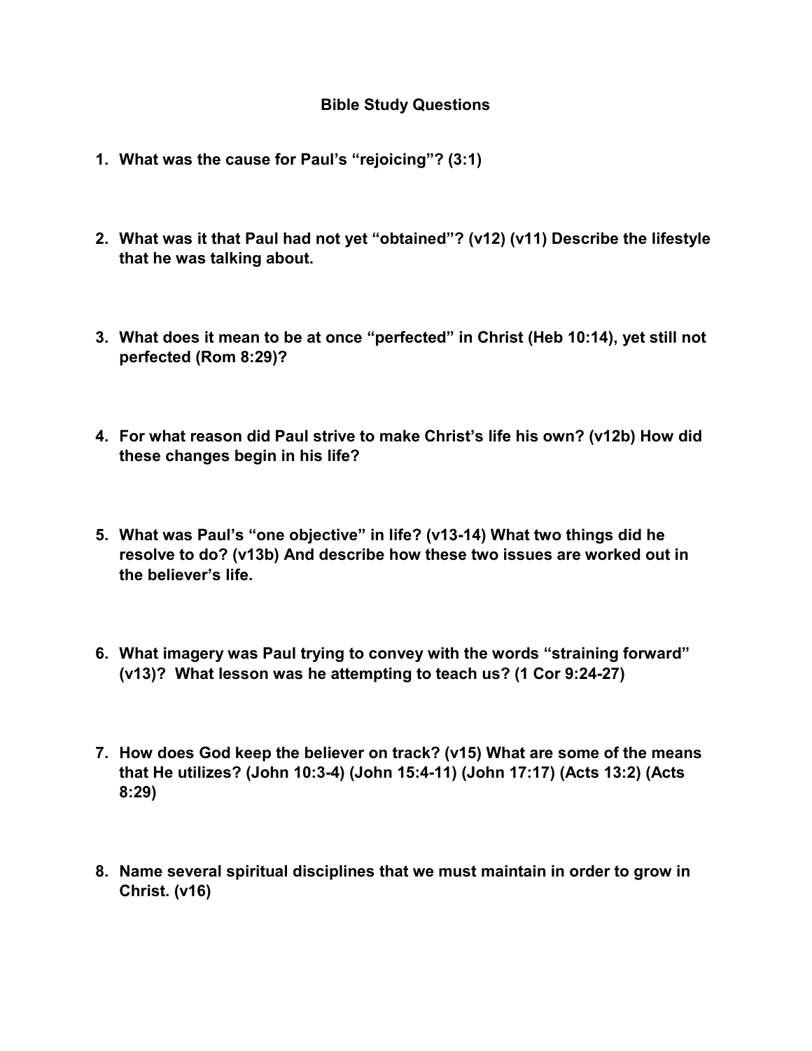## Bible Study Questions

1. **What was the cause for Paul's "rejoicing"? (3:1)**

2. **What was it that Paul had not yet "obtained"? (v12) (v11) Describe the lifestyle that he was talking about.**

3. **What does it mean to be at once "perfected" in Christ (Heb 10:14), yet still not perfected (Rom 8:29)?**

4. **For what reason did Paul strive to make Christ's life his own? (v12b) How did these changes begin in his life?**

5. **What was Paul's "one objective" in life? (v13-14) What two things did he resolve to do? (v13b) And describe how these two issues are worked out in the believer's life.**

6. **What imagery was Paul trying to convey with the words "straining forward" (v13)? What lesson was he attempting to teach us? (1 Cor 9:24-27)**

7. **How does God keep the believer on track? (v15) What are some of the means that He utilizes? (John 10:3-4) (John 15:4-11) (John 17:17) (Acts 13:2) (Acts 8:29)**

8. **Name several spiritual disciplines that we must maintain in order to grow in Christ. (v16)**